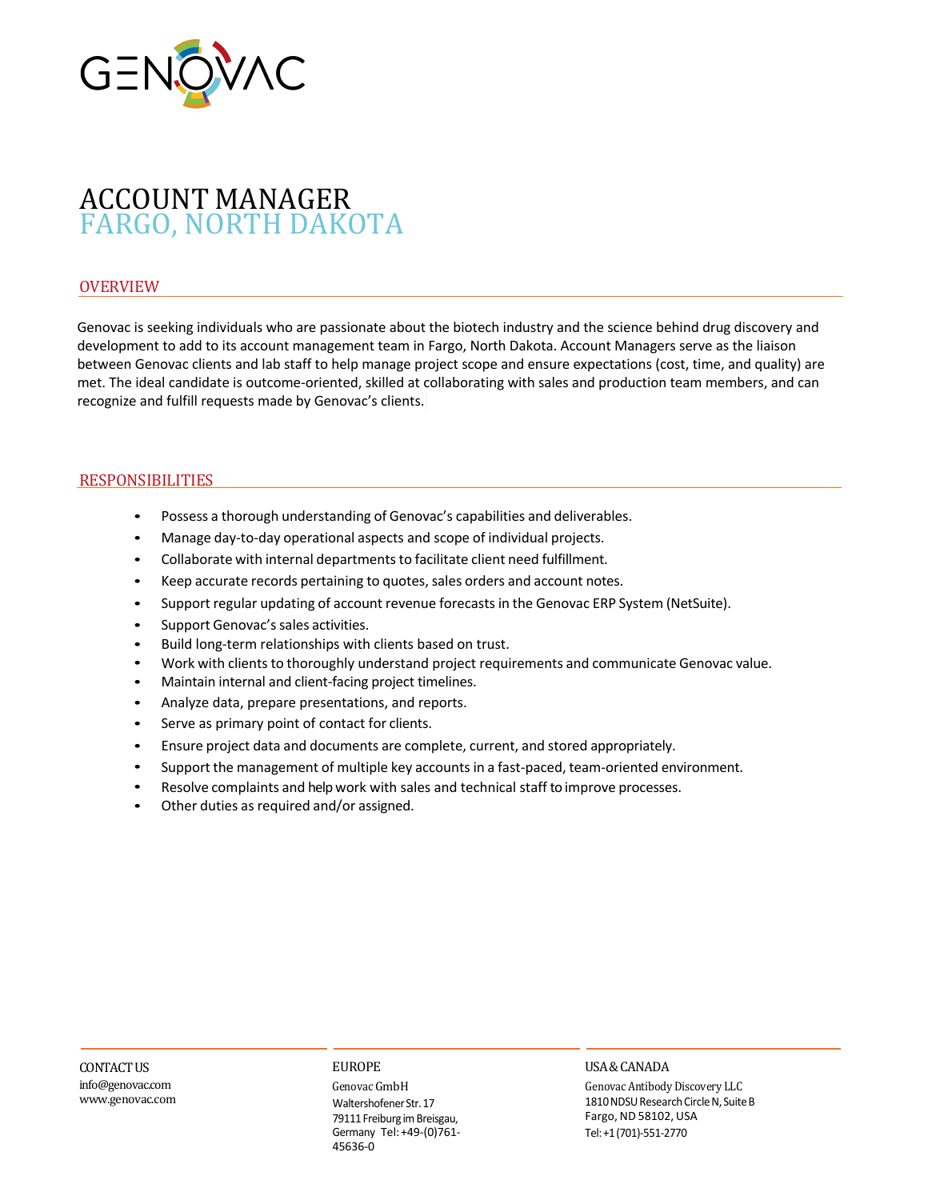GENOVAC

# ACCOUNT MANAGER
## FARGO, NORTH DAKOTA

### OVERVIEW

Genovac is seeking individuals who are passionate about the biotech industry and the science behind drug discovery and development to add to its account management team in Fargo, North Dakota. Account Managers serve as the liaison between Genovac clients and lab staff to help manage project scope and ensure expectations (cost, time, and quality) are met. The ideal candidate is outcome-oriented, skilled at collaborating with sales and production team members, and can recognize and fulfill requests made by Genovac's clients.

### RESPONSIBILITIES

- Possess a thorough understanding of Genovac's capabilities and deliverables.
- Manage day-to-day operational aspects and scope of individual projects.
- Collaborate with internal departments to facilitate client need fulfillment.
- Keep accurate records pertaining to quotes, sales orders and account notes.
- Support regular updating of account revenue forecasts in the Genovac ERP System (NetSuite).
- Support Genovac's sales activities.
- Build long-term relationships with clients based on trust.
- Work with clients to thoroughly understand project requirements and communicate Genovac value.
- Maintain internal and client-facing project timelines.
- Analyze data, prepare presentations, and reports.
- Serve as primary point of contact for clients.
- Ensure project data and documents are complete, current, and stored appropriately.
- Support the management of multiple key accounts in a fast-paced, team-oriented environment.
- Resolve complaints and help work with sales and technical staff to improve processes.
- Other duties as required and/or assigned.

CONTACT US
info@genovac.com
www.genovac.com

EUROPE
Genovac GmbH
Waltershofener Str. 17
79111 Freiburg im Breisgau, Germany Tel: +49-(0)761-45636-0

USA & CANADA
Genovac Antibody Discovery LLC
1810 NDSU Research Circle N, Suite B
Fargo, ND 58102, USA
Tel: +1 (701)-551-2770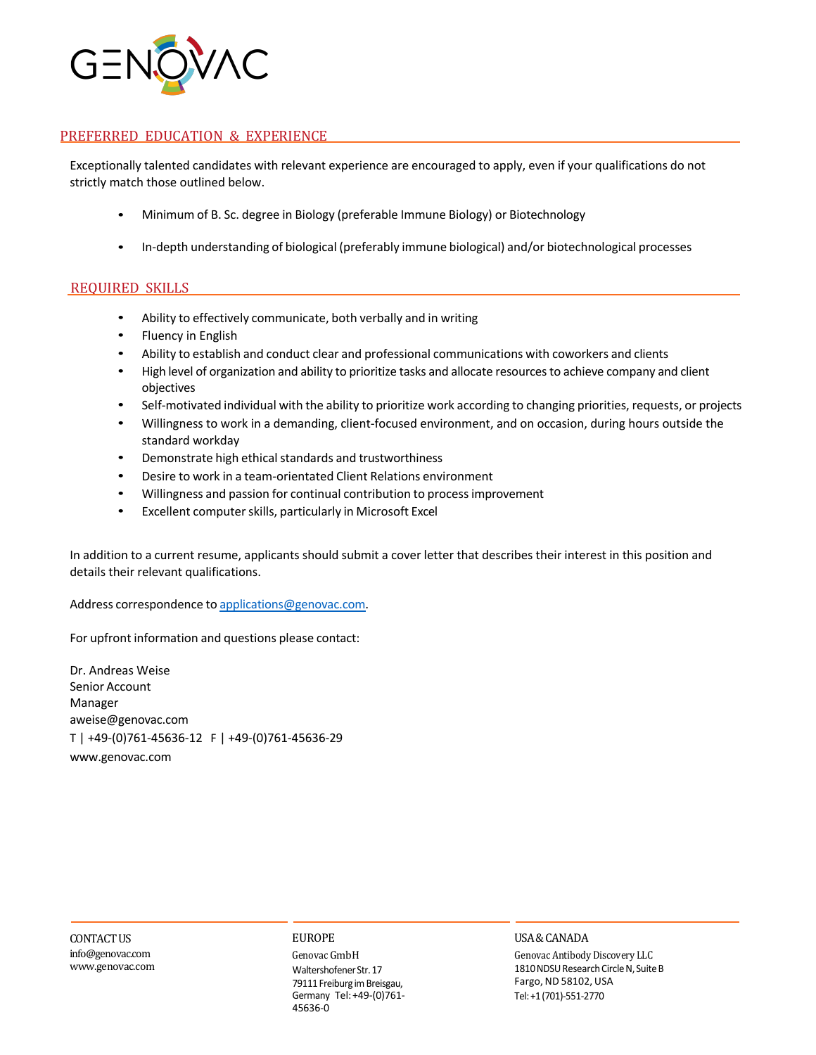## PREFERRED EDUCATION & EXPERIENCE

Exceptionally talented candidates with relevant experience are encouraged to apply, even if your qualifications do not strictly match those outlined below.

- Minimum of B. Sc. degree in Biology (preferable Immune Biology) or Biotechnology
- In-depth understanding of biological (preferably immune biological) and/or biotechnological processes

## REQUIRED SKILLS

- Ability to effectively communicate, both verbally and in writing
- Fluency in English
- Ability to establish and conduct clear and professional communications with coworkers and clients
- High level of organization and ability to prioritize tasks and allocate resources to achieve company and client objectives
- Self-motivated individual with the ability to prioritize work according to changing priorities, requests, or projects
- Willingness to work in a demanding, client-focused environment, and on occasion, during hours outside the standard workday
- Demonstrate high ethical standards and trustworthiness
- Desire to work in a team-orientated Client Relations environment
- Willingness and passion for continual contribution to process improvement
- Excellent computer skills, particularly in Microsoft Excel

In addition to a current resume, applicants should submit a cover letter that describes their interest in this position and details their relevant qualifications.

Address correspondence to applications@genovac.com.

For upfront information and questions please contact:

Dr. Andreas Weise
Senior Account
Manager
aweise@genovac.com
T | +49-(0)761-45636-12 F | +49-(0)761-45636-29
www.genovac.com

CONTACT US
info@genovac.com
www.genovac.com

EUROPE
Genovac GmbH
Waltershofener Str. 17
79111 Freiburg im Breisgau,
Germany Tel: +49-(0)761-45636-0

USA & CANADA
Genovac Antibody Discovery LLC
1810 NDSU Research Circle N, Suite B
Fargo, ND 58102, USA
Tel: +1 (701)-551-2770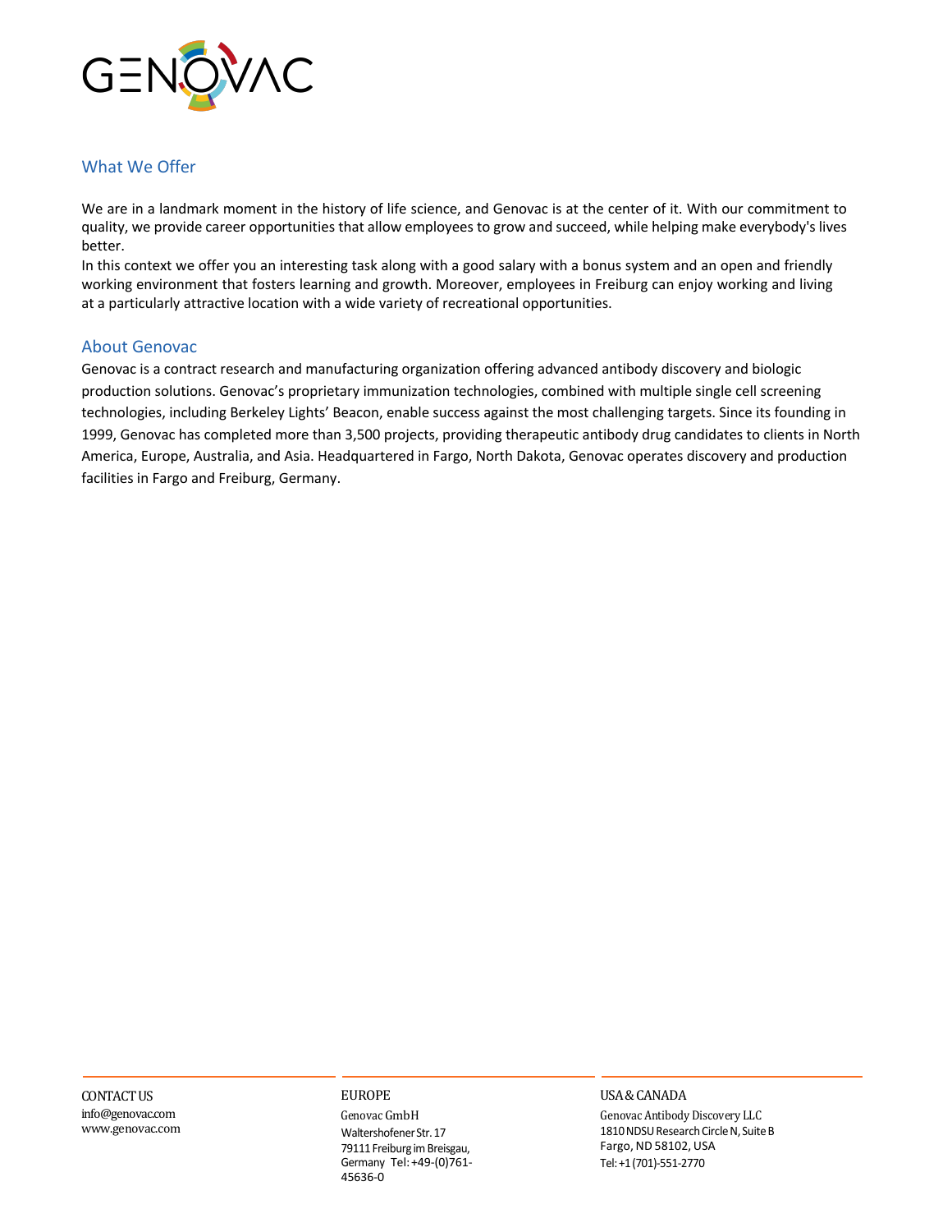## What We Offer

We are in a landmark moment in the history of life science, and Genovac is at the center of it. With our commitment to quality, we provide career opportunities that allow employees to grow and succeed, while helping make everybody's lives better.

In this context we offer you an interesting task along with a good salary with a bonus system and an open and friendly working environment that fosters learning and growth. Moreover, employees in Freiburg can enjoy working and living at a particularly attractive location with a wide variety of recreational opportunities.

## About Genovac

Genovac is a contract research and manufacturing organization offering advanced antibody discovery and biologic production solutions. Genovac's proprietary immunization technologies, combined with multiple single cell screening technologies, including Berkeley Lights' Beacon, enable success against the most challenging targets. Since its founding in 1999, Genovac has completed more than 3,500 projects, providing therapeutic antibody drug candidates to clients in North America, Europe, Australia, and Asia. Headquartered in Fargo, North Dakota, Genovac operates discovery and production facilities in Fargo and Freiburg, Germany.

CONTACT US
info@genovac.com
www.genovac.com

EUROPE
Genovac GmbH
Waltershofener Str. 17
79111 Freiburg im Breisgau, Germany Tel: +49-(0)761-45636-0

USA & CANADA
Genovac Antibody Discovery LLC
1810 NDSU Research Circle N, Suite B
Fargo, ND 58102, USA
Tel: +1 (701)-551-2770